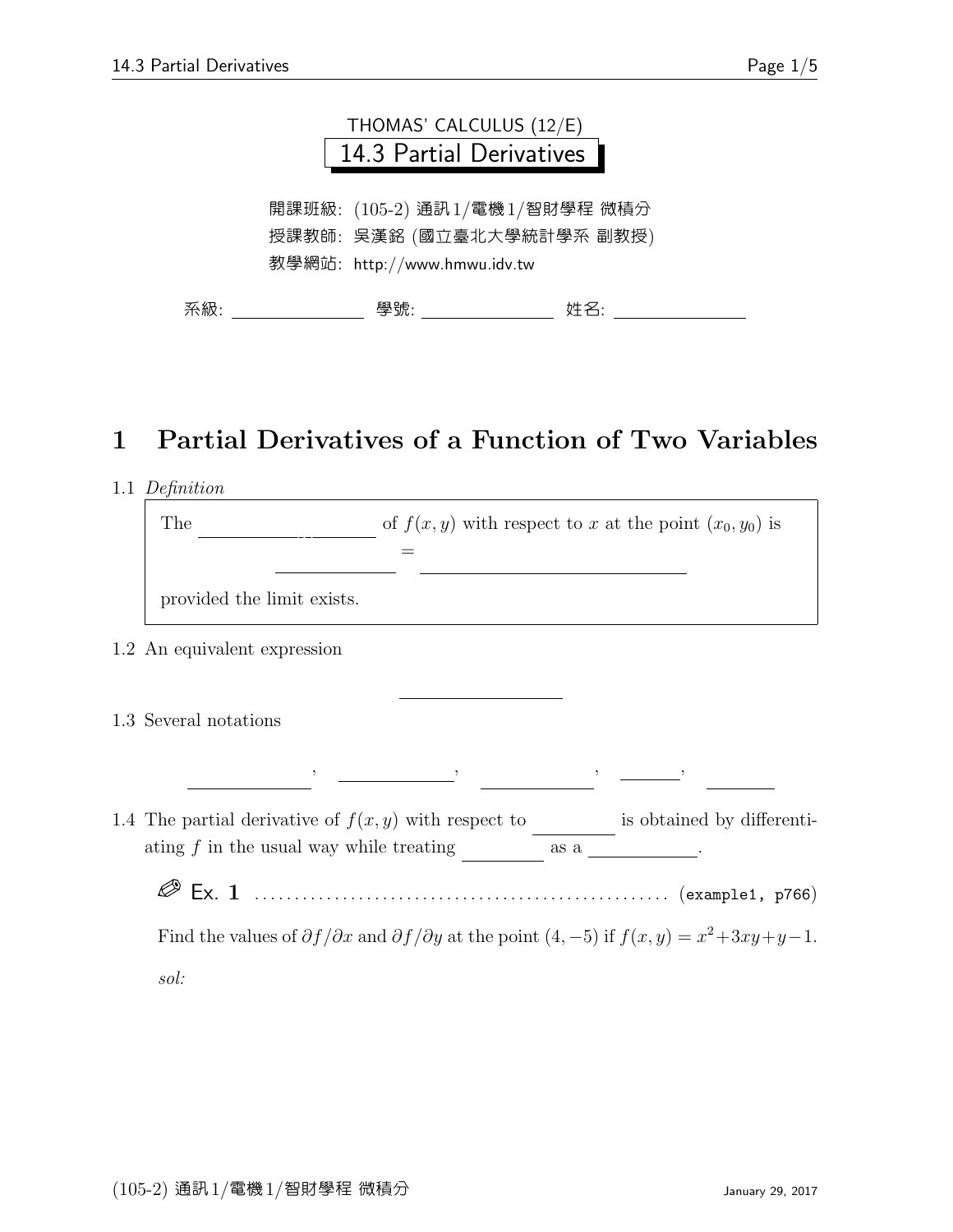THOMAS' CALCULUS (12/E)

# 14.3 Partial Derivatives

開課班級: (105-2) 通訊1/電機1/智財學程 微積分
授課教師: 吳漢銘 (國立臺北大學統計學系 副教授)
教學網站: http://www.hmwu.idv.tw

系級: ______________ 學號: ______________ 姓名: ______________

## 1 Partial Derivatives of a Function of Two Variables

1.1 *Definition*

> The ________________ of $f(x, y)$ with respect to $x$ at the point $(x_0, y_0)$ is
>
> ____________ = ________________________
>
> provided the limit exists.

1.2 An equivalent expression

________________

1.3 Several notations

____________, ____________, ____________, ______, ______

1.4 The partial derivative of $f(x, y)$ with respect to ________ is obtained by differentiating $f$ in the usual way while treating ________ as a __________.

**Ex. 1** ............................................ (example1, p766)

Find the values of $\partial f/\partial x$ and $\partial f/\partial y$ at the point $(4, -5)$ if $f(x, y) = x^2+3xy+y-1$.

*sol:*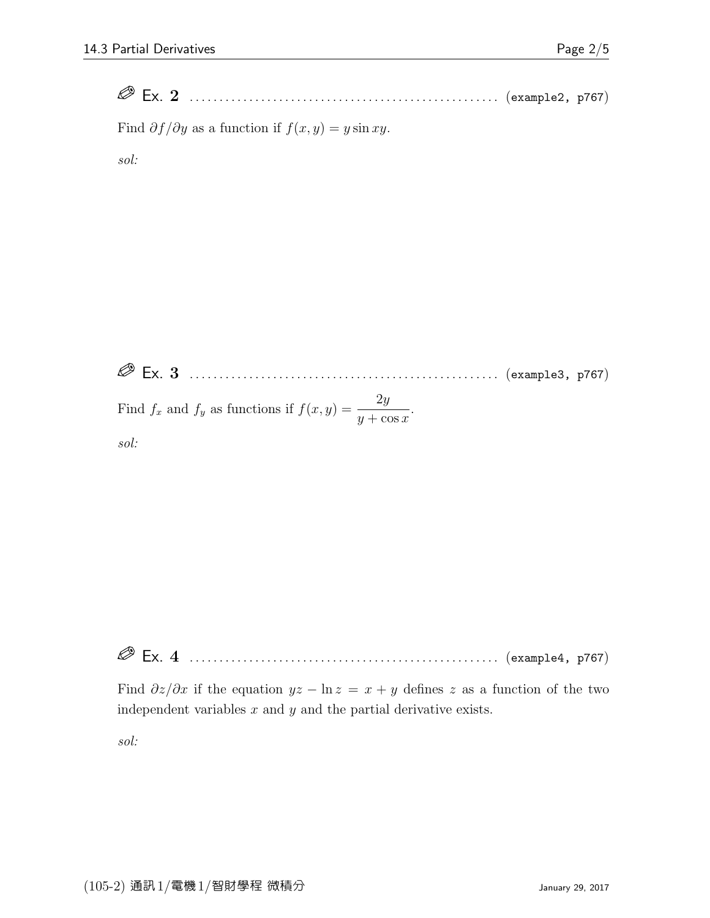✎ **Ex. 2** .................................................... (`example2, p767`)

Find $\partial f/\partial y$ as a function if $f(x, y) = y \sin xy$.

*sol:*

✎ **Ex. 3** .................................................... (`example3, p767`)

Find $f_x$ and $f_y$ as functions if $f(x, y) = \dfrac{2y}{y + \cos x}$.

*sol:*

✎ **Ex. 4** .................................................... (`example4, p767`)

Find $\partial z/\partial x$ if the equation $yz - \ln z = x + y$ defines $z$ as a function of the two independent variables $x$ and $y$ and the partial derivative exists.

*sol:*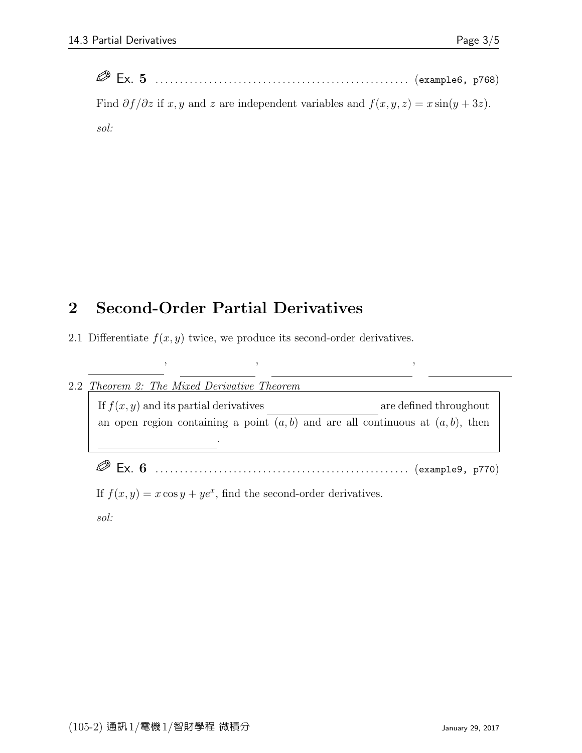✎ Ex. **5** .................................................. (example6, p768)

Find $\partial f/\partial z$ if $x, y$ and $z$ are independent variables and $f(x, y, z) = x\sin(y + 3z)$.

*sol:*

## 2 Second-Order Partial Derivatives

2.1 Differentiate $f(x, y)$ twice, we produce its second-order derivatives.

\_\_\_\_\_\_\_\_\_\_, \_\_\_\_\_\_\_\_\_\_, \_\_\_\_\_\_\_\_\_\_\_\_\_\_\_\_\_\_, \_\_\_\_\_\_\_\_\_\_

2.2 *Theorem 2: The Mixed Derivative Theorem*

> If $f(x, y)$ and its partial derivatives \_\_\_\_\_\_\_\_\_\_\_\_\_\_ are defined throughout an open region containing a point $(a, b)$ and are all continuous at $(a, b)$, then \_\_\_\_\_\_\_\_\_\_\_\_\_\_.

✎ Ex. **6** .................................................. (example9, p770)

If $f(x, y) = x\cos y + ye^x$, find the second-order derivatives.

*sol:*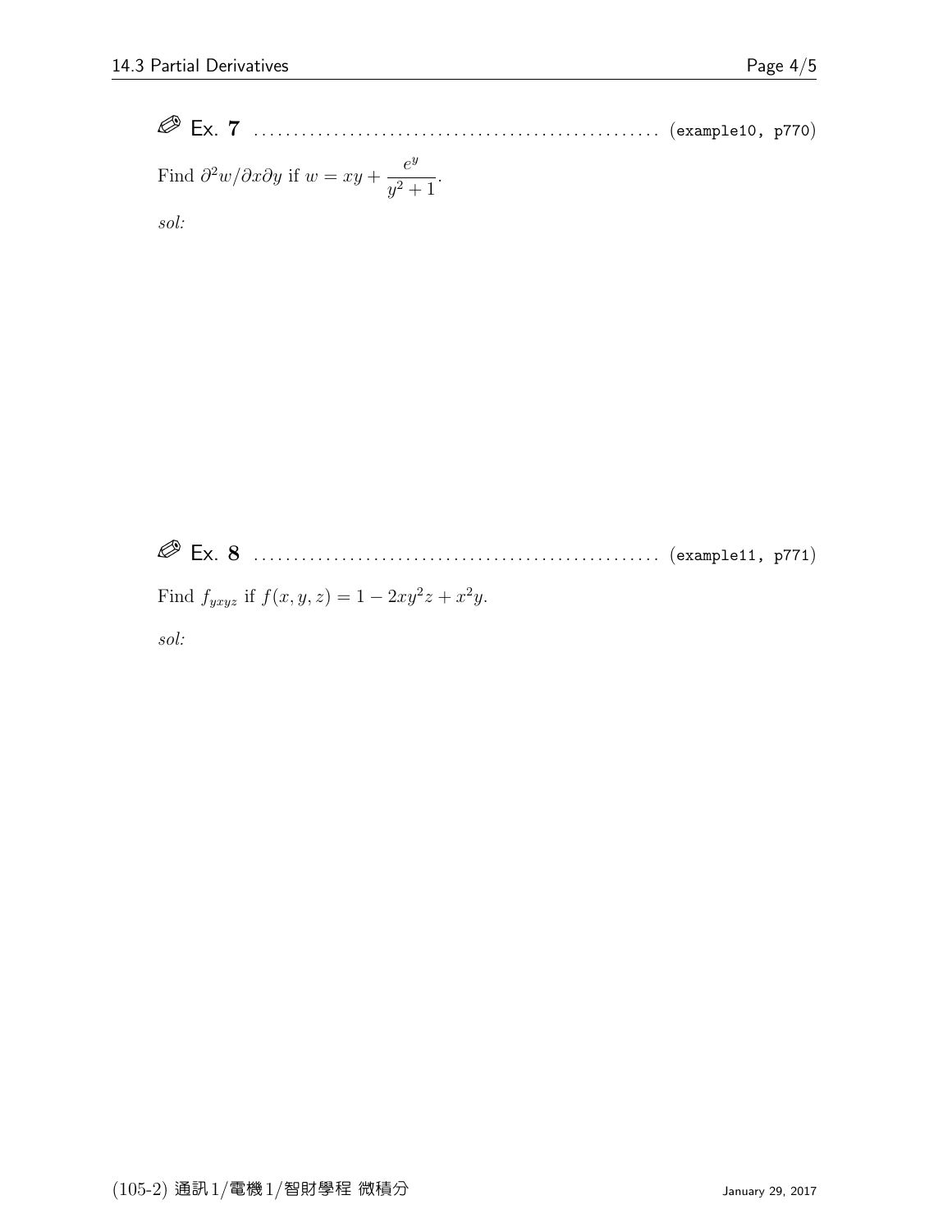**Ex. 7** .................................................. (example10, p770)

Find $\partial^2 w/\partial x \partial y$ if $w = xy + \dfrac{e^y}{y^2+1}$.

*sol:*

**Ex. 8** .................................................. (example11, p771)

Find $f_{yxyz}$ if $f(x, y, z) = 1 - 2xy^2z + x^2y$.

*sol:*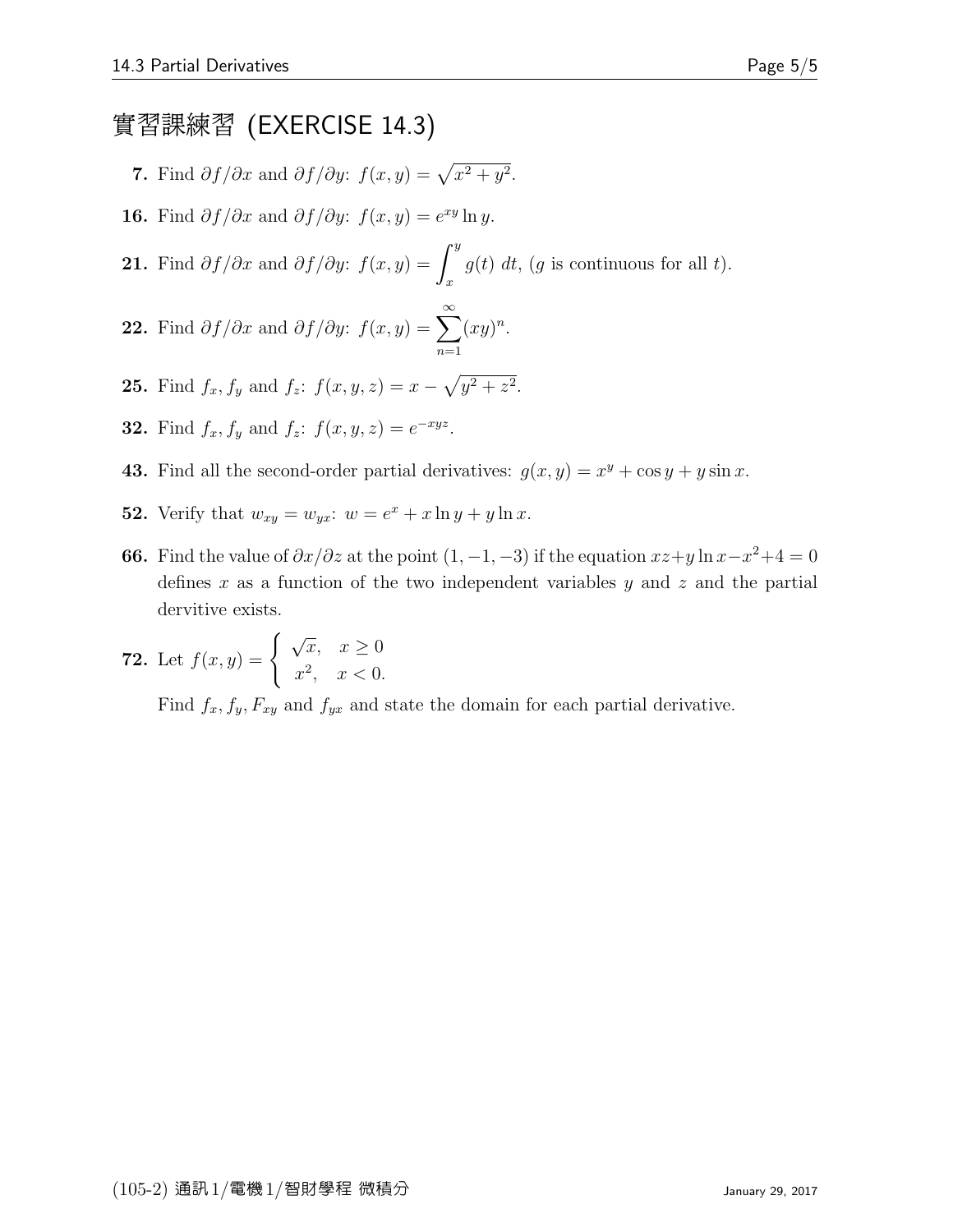# 實習課練習 (EXERCISE 14.3)

**7.** Find $\partial f/\partial x$ and $\partial f/\partial y$: $f(x,y) = \sqrt{x^2+y^2}$.

**16.** Find $\partial f/\partial x$ and $\partial f/\partial y$: $f(x,y) = e^{xy}\ln y$.

**21.** Find $\partial f/\partial x$ and $\partial f/\partial y$: $f(x,y) = \displaystyle\int_x^y g(t)\,dt$, ($g$ is continuous for all $t$).

**22.** Find $\partial f/\partial x$ and $\partial f/\partial y$: $f(x,y) = \displaystyle\sum_{n=1}^{\infty}(xy)^n$.

**25.** Find $f_x, f_y$ and $f_z$: $f(x,y,z) = x - \sqrt{y^2+z^2}$.

**32.** Find $f_x, f_y$ and $f_z$: $f(x,y,z) = e^{-xyz}$.

**43.** Find all the second-order partial derivatives: $g(x,y) = x^y + \cos y + y\sin x$.

**52.** Verify that $w_{xy} = w_{yx}$: $w = e^x + x\ln y + y\ln x$.

**66.** Find the value of $\partial x/\partial z$ at the point $(1,-1,-3)$ if the equation $xz + y\ln x - x^2 + 4 = 0$ defines $x$ as a function of the two independent variables $y$ and $z$ and the partial dervitive exists.

**72.** Let $f(x,y) = \begin{cases} \sqrt{x}, & x \geq 0 \\ x^2, & x < 0. \end{cases}$

Find $f_x, f_y, F_{xy}$ and $f_{yx}$ and state the domain for each partial derivative.

(105-2) 通訊1/電機1/智財學程 微積分